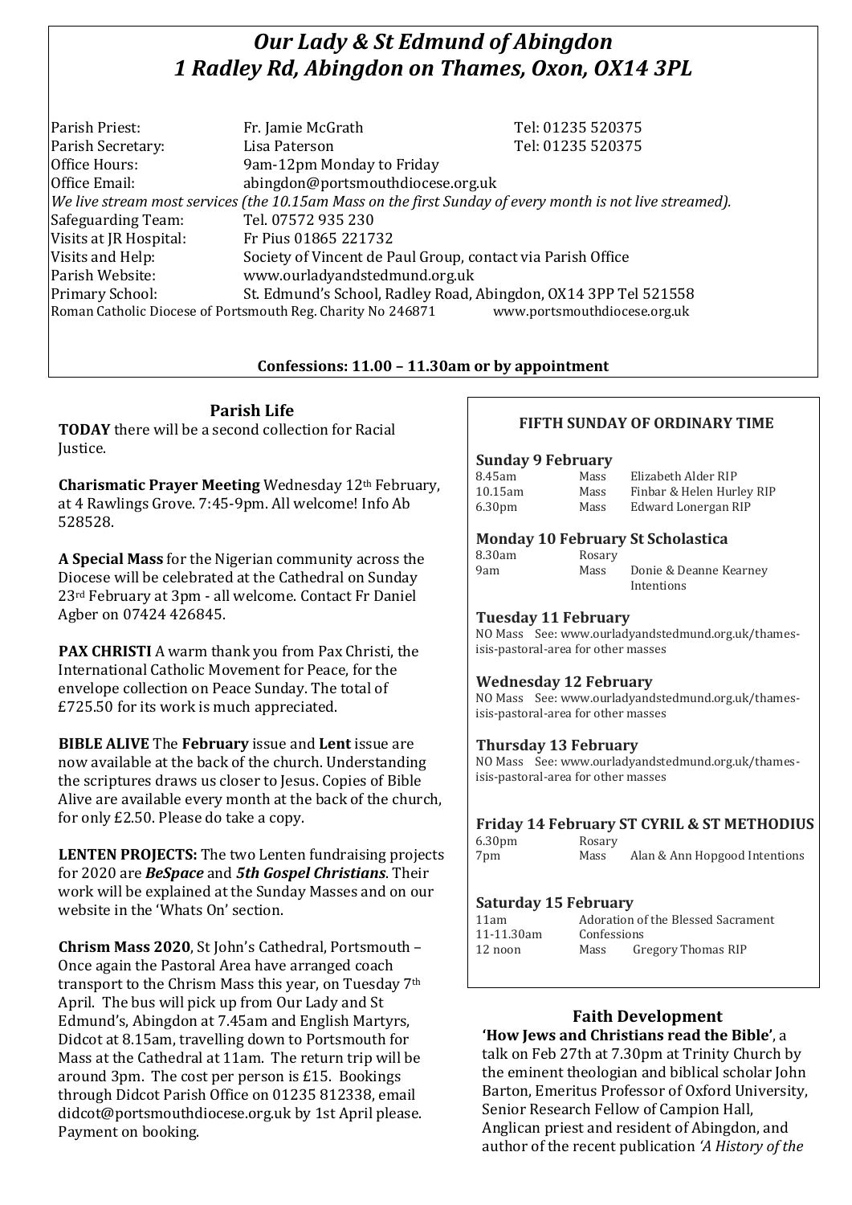# *Our Lady & St Edmund of Abingdon*
# *1 Radley Rd, Abingdon on Thames, Oxon, OX14 3PL*

| | | |
|---|---|---|
| Parish Priest: | Fr. Jamie McGrath | Tel: 01235 520375 |
| Parish Secretary: | Lisa Paterson | Tel: 01235 520375 |
| Office Hours: | 9am-12pm Monday to Friday | |
| Office Email: | abingdon@portsmouthdiocese.org.uk | |

*We live stream most services (the 10.15am Mass on the first Sunday of every month is not live streamed).*

| | |
|---|---|
| Safeguarding Team: | Tel. 07572 935 230 |
| Visits at JR Hospital: | Fr Pius 01865 221732 |
| Visits and Help: | Society of Vincent de Paul Group, contact via Parish Office |
| Parish Website: | www.ourladyandstedmund.org.uk |
| Primary School: | St. Edmund's School, Radley Road, Abingdon, OX14 3PP Tel 521558 |

Roman Catholic Diocese of Portsmouth Reg. Charity No 246871 www.portsmouthdiocese.org.uk

**Confessions: 11.00 – 11.30am or by appointment**

## Parish Life

**TODAY** there will be a second collection for Racial Justice.

**Charismatic Prayer Meeting** Wednesday 12th February, at 4 Rawlings Grove. 7:45-9pm. All welcome! Info Ab 528528.

**A Special Mass** for the Nigerian community across the Diocese will be celebrated at the Cathedral on Sunday 23rd February at 3pm - all welcome. Contact Fr Daniel Agber on 07424 426845.

**PAX CHRISTI** A warm thank you from Pax Christi, the International Catholic Movement for Peace, for the envelope collection on Peace Sunday. The total of £725.50 for its work is much appreciated.

**BIBLE ALIVE** The **February** issue and **Lent** issue are now available at the back of the church. Understanding the scriptures draws us closer to Jesus. Copies of Bible Alive are available every month at the back of the church, for only £2.50. Please do take a copy.

**LENTEN PROJECTS:** The two Lenten fundraising projects for 2020 are ***BeSpace*** and ***5th Gospel Christians***. Their work will be explained at the Sunday Masses and on our website in the 'Whats On' section.

**Chrism Mass 2020**, St John's Cathedral, Portsmouth – Once again the Pastoral Area have arranged coach transport to the Chrism Mass this year, on Tuesday 7th April. The bus will pick up from Our Lady and St Edmund's, Abingdon at 7.45am and English Martyrs, Didcot at 8.15am, travelling down to Portsmouth for Mass at the Cathedral at 11am. The return trip will be around 3pm. The cost per person is £15. Bookings through Didcot Parish Office on 01235 812338, email didcot@portsmouthdiocese.org.uk by 1st April please. Payment on booking.

## FIFTH SUNDAY OF ORDINARY TIME

### Sunday 9 February

| | | |
|---|---|---|
| 8.45am | Mass | Elizabeth Alder RIP |
| 10.15am | Mass | Finbar & Helen Hurley RIP |
| 6.30pm | Mass | Edward Lonergan RIP |

### Monday 10 February St Scholastica

| | | |
|---|---|---|
| 8.30am | Rosary | |
| 9am | Mass | Donie & Deanne Kearney Intentions |

### Tuesday 11 February

NO Mass See: www.ourladyandstedmund.org.uk/thames-isis-pastoral-area for other masses

### Wednesday 12 February

NO Mass See: www.ourladyandstedmund.org.uk/thames-isis-pastoral-area for other masses

### Thursday 13 February

NO Mass See: www.ourladyandstedmund.org.uk/thames-isis-pastoral-area for other masses

### Friday 14 February ST CYRIL & ST METHODIUS

| | | |
|---|---|---|
| 6.30pm | Rosary | |
| 7pm | Mass | Alan & Ann Hopgood Intentions |

### Saturday 15 February

| | | |
|---|---|---|
| 11am | Adoration of the Blessed Sacrament | |
| 11-11.30am | Confessions | |
| 12 noon | Mass | Gregory Thomas RIP |

## Faith Development

**'How Jews and Christians read the Bible'**, a talk on Feb 27th at 7.30pm at Trinity Church by the eminent theologian and biblical scholar John Barton, Emeritus Professor of Oxford University, Senior Research Fellow of Campion Hall, Anglican priest and resident of Abingdon, and author of the recent publication *'A History of the*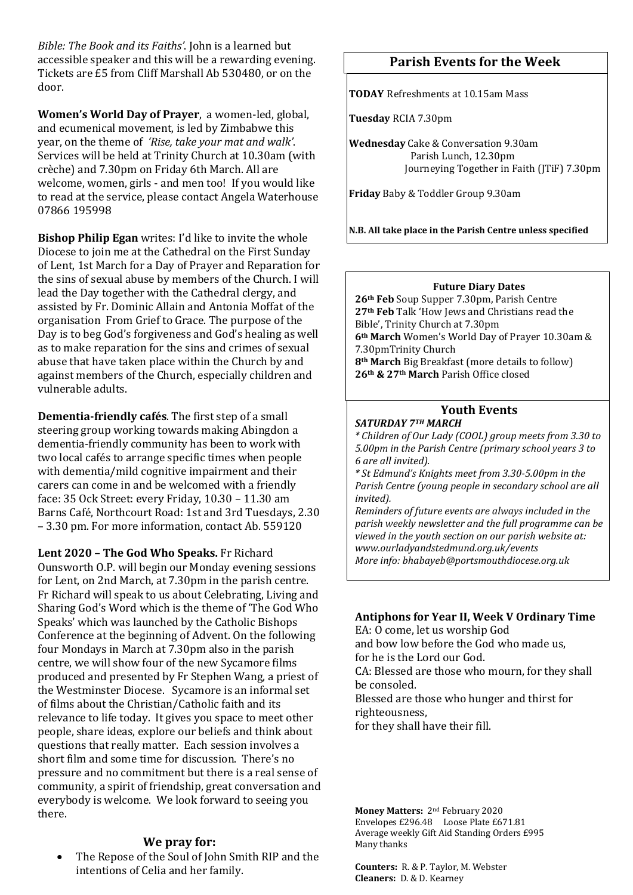*Bible: The Book and its Faiths'.* John is a learned but accessible speaker and this will be a rewarding evening. Tickets are £5 from Cliff Marshall Ab 530480, or on the door.

**Women's World Day of Prayer**, a women-led, global, and ecumenical movement, is led by Zimbabwe this year, on the theme of *'Rise, take your mat and walk'*. Services will be held at Trinity Church at 10.30am (with crèche) and 7.30pm on Friday 6th March. All are welcome, women, girls - and men too! If you would like to read at the service, please contact Angela Waterhouse 07866 195998

**Bishop Philip Egan** writes: I'd like to invite the whole Diocese to join me at the Cathedral on the First Sunday of Lent, 1st March for a Day of Prayer and Reparation for the sins of sexual abuse by members of the Church. I will lead the Day together with the Cathedral clergy, and assisted by Fr. Dominic Allain and Antonia Moffat of the organisation From Grief to Grace. The purpose of the Day is to beg God's forgiveness and God's healing as well as to make reparation for the sins and crimes of sexual abuse that have taken place within the Church by and against members of the Church, especially children and vulnerable adults.

**Dementia-friendly cafés**. The first step of a small steering group working towards making Abingdon a dementia-friendly community has been to work with two local cafés to arrange specific times when people with dementia/mild cognitive impairment and their carers can come in and be welcomed with a friendly face: 35 Ock Street: every Friday, 10.30 – 11.30 am Barns Café, Northcourt Road: 1st and 3rd Tuesdays, 2.30 – 3.30 pm. For more information, contact Ab. 559120

**Lent 2020 – The God Who Speaks.** Fr Richard Ounsworth O.P. will begin our Monday evening sessions for Lent, on 2nd March, at 7.30pm in the parish centre. Fr Richard will speak to us about Celebrating, Living and Sharing God's Word which is the theme of 'The God Who Speaks' which was launched by the Catholic Bishops Conference at the beginning of Advent. On the following four Mondays in March at 7.30pm also in the parish centre, we will show four of the new Sycamore films produced and presented by Fr Stephen Wang, a priest of the Westminster Diocese. Sycamore is an informal set of films about the Christian/Catholic faith and its relevance to life today. It gives you space to meet other people, share ideas, explore our beliefs and think about questions that really matter. Each session involves a short film and some time for discussion. There's no pressure and no commitment but there is a real sense of community, a spirit of friendship, great conversation and everybody is welcome. We look forward to seeing you there.

## We pray for:

- The Repose of the Soul of John Smith RIP and the intentions of Celia and her family.

## Parish Events for the Week

**TODAY** Refreshments at 10.15am Mass

**Tuesday** RCIA 7.30pm

**Wednesday** Cake & Conversation 9.30am
Parish Lunch, 12.30pm
Journeying Together in Faith (JTiF) 7.30pm

**Friday** Baby & Toddler Group 9.30am

**N.B. All take place in the Parish Centre unless specified**

### Future Diary Dates

**26th Feb** Soup Supper 7.30pm, Parish Centre
**27th Feb** Talk 'How Jews and Christians read the Bible', Trinity Church at 7.30pm
**6th March** Women's World Day of Prayer 10.30am & 7.30pmTrinity Church
**8th March** Big Breakfast (more details to follow)
**26th & 27th March** Parish Office closed

### Youth Events

***SATURDAY 7TH MARCH***

*\* Children of Our Lady (COOL) group meets from 3.30 to 5.00pm in the Parish Centre (primary school years 3 to 6 are all invited).*

*\* St Edmund's Knights meet from 3.30-5.00pm in the Parish Centre (young people in secondary school are all invited).*

*Reminders of future events are always included in the parish weekly newsletter and the full programme can be viewed in the youth section on our parish website at: www.ourladyandstedmund.org.uk/events*
*More info: bhabayeb@portsmouthdiocese.org.uk*

### Antiphons for Year II, Week V Ordinary Time

EA: O come, let us worship God
and bow low before the God who made us,
for he is the Lord our God.
CA: Blessed are those who mourn, for they shall be consoled.
Blessed are those who hunger and thirst for righteousness,
for they shall have their fill.

**Money Matters:** 2nd February 2020
Envelopes £296.48 Loose Plate £671.81
Average weekly Gift Aid Standing Orders £995
Many thanks

**Counters:** R. & P. Taylor, M. Webster
**Cleaners:** D. & D. Kearney